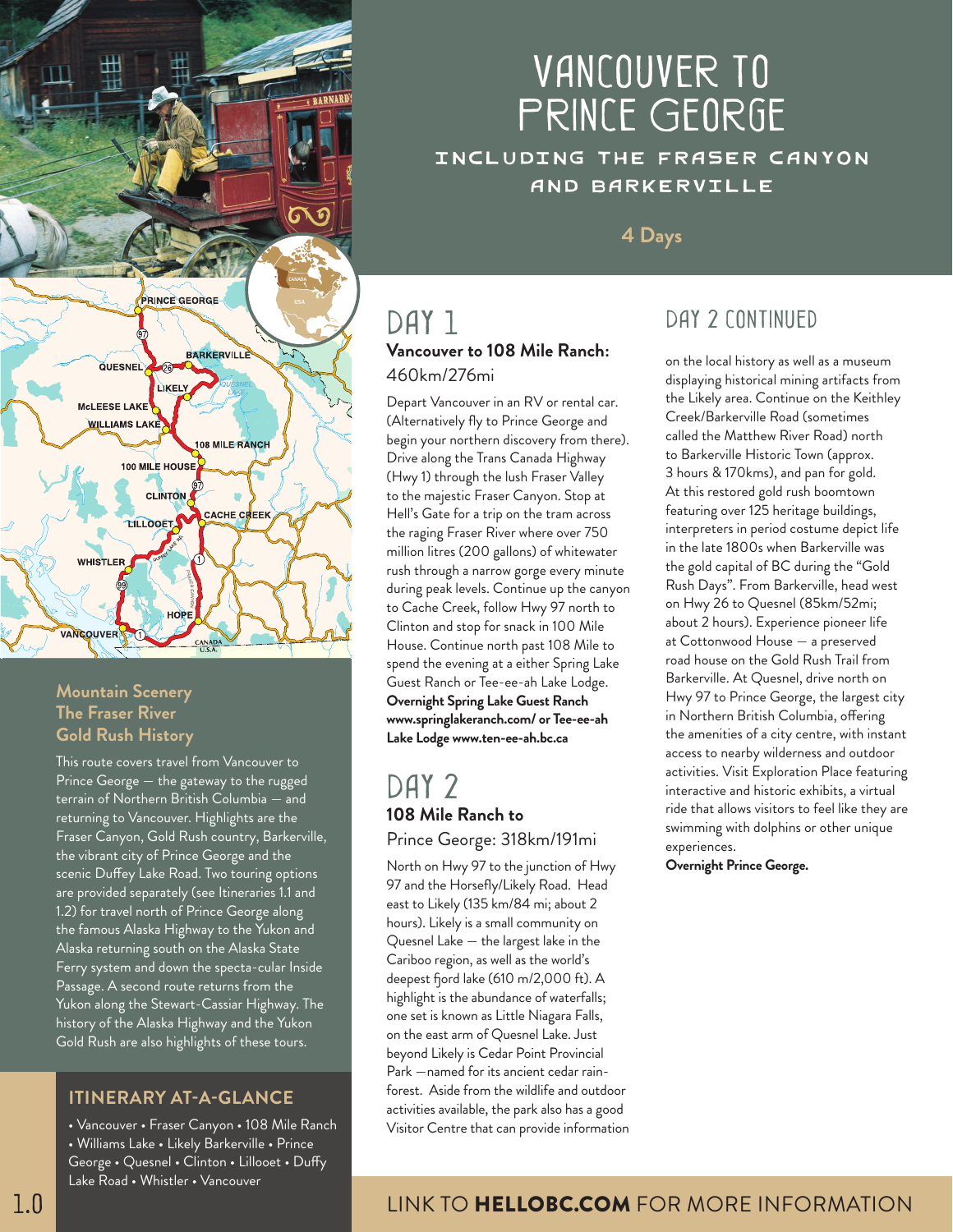# VANCOUVER TO PRINCE GEORGE

## INCLUDING THE FRASER CANYON AND BARKERVILLE

**4 Days**

### Mountain Scenery
### The Fraser River
### Gold Rush History

This route covers travel from Vancouver to Prince George — the gateway to the rugged terrain of Northern British Columbia — and returning to Vancouver. Highlights are the Fraser Canyon, Gold Rush country, Barkerville, the vibrant city of Prince George and the scenic Duffey Lake Road. Two touring options are provided separately (see Itineraries 1.1 and 1.2) for travel north of Prince George along the famous Alaska Highway to the Yukon and Alaska returning south on the Alaska State Ferry system and down the specta-cular Inside Passage. A second route returns from the Yukon along the Stewart-Cassiar Highway. The history of the Alaska Highway and the Yukon Gold Rush are also highlights of these tours.

### ITINERARY AT-A-GLANCE

• Vancouver • Fraser Canyon • 108 Mile Ranch • Williams Lake • Likely Barkerville • Prince George • Quesnel • Clinton • Lillooet • Duffy Lake Road • Whistler • Vancouver

## DAY 1

**Vancouver to 108 Mile Ranch:**
460km/276mi

Depart Vancouver in an RV or rental car. (Alternatively fly to Prince George and begin your northern discovery from there). Drive along the Trans Canada Highway (Hwy 1) through the lush Fraser Valley to the majestic Fraser Canyon. Stop at Hell's Gate for a trip on the tram across the raging Fraser River where over 750 million litres (200 gallons) of whitewater rush through a narrow gorge every minute during peak levels. Continue up the canyon to Cache Creek, follow Hwy 97 north to Clinton and stop for snack in 100 Mile House. Continue north past 108 Mile to spend the evening at a either Spring Lake Guest Ranch or Tee-ee-ah Lake Lodge.
**Overnight Spring Lake Guest Ranch www.springlakeranch.com/ or Tee-ee-ah Lake Lodge www.ten-ee-ah.bc.ca**

## DAY 2

**108 Mile Ranch to**
Prince George: 318km/191mi

North on Hwy 97 to the junction of Hwy 97 and the Horsefly/Likely Road. Head east to Likely (135 km/84 mi; about 2 hours). Likely is a small community on Quesnel Lake — the largest lake in the Cariboo region, as well as the world's deepest fjord lake (610 m/2,000 ft). A highlight is the abundance of waterfalls; one set is known as Little Niagara Falls, on the east arm of Quesnel Lake. Just beyond Likely is Cedar Point Provincial Park —named for its ancient cedar rain-forest. Aside from the wildlife and outdoor activities available, the park also has a good Visitor Centre that can provide information

## DAY 2 CONTINUED

on the local history as well as a museum displaying historical mining artifacts from the Likely area. Continue on the Keithley Creek/Barkerville Road (sometimes called the Matthew River Road) north to Barkerville Historic Town (approx. 3 hours & 170kms), and pan for gold. At this restored gold rush boomtown featuring over 125 heritage buildings, interpreters in period costume depict life in the late 1800s when Barkerville was the gold capital of BC during the "Gold Rush Days". From Barkerville, head west on Hwy 26 to Quesnel (85km/52mi; about 2 hours). Experience pioneer life at Cottonwood House — a preserved road house on the Gold Rush Trail from Barkerville. At Quesnel, drive north on Hwy 97 to Prince George, the largest city in Northern British Columbia, offering the amenities of a city centre, with instant access to nearby wilderness and outdoor activities. Visit Exploration Place featuring interactive and historic exhibits, a virtual ride that allows visitors to feel like they are swimming with dolphins or other unique experiences.
**Overnight Prince George.**

LINK TO **HELLOBC.COM** FOR MORE INFORMATION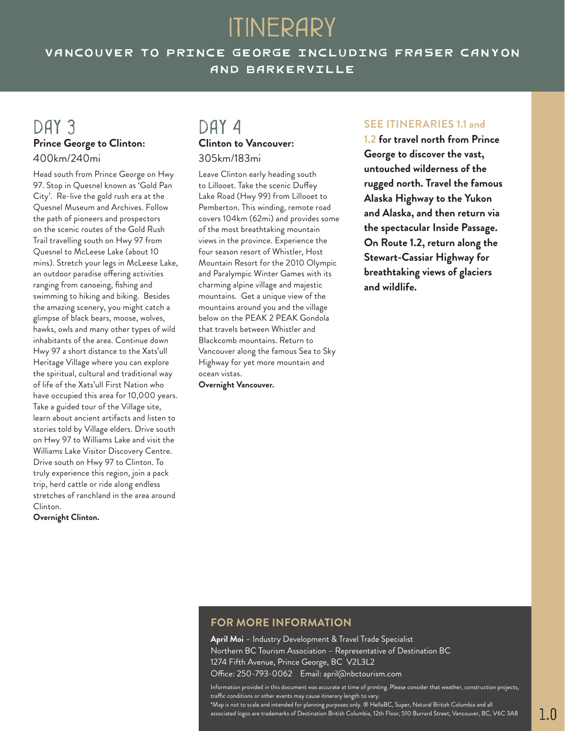# ITINERARY

## VANCOUVER TO PRINCE GEORGE INCLUDING FRASER CANYON AND BARKERVILLE

## DAY 3

**Prince George to Clinton:**
400km/240mi

Head south from Prince George on Hwy 97. Stop in Quesnel known as 'Gold Pan City'. Re-live the gold rush era at the Quesnel Museum and Archives. Follow the path of pioneers and prospectors on the scenic routes of the Gold Rush Trail travelling south on Hwy 97 from Quesnel to McLeese Lake (about 10 mins). Stretch your legs in McLeese Lake, an outdoor paradise offering activities ranging from canoeing, fishing and swimming to hiking and biking. Besides the amazing scenery, you might catch a glimpse of black bears, moose, wolves, hawks, owls and many other types of wild inhabitants of the area. Continue down Hwy 97 a short distance to the Xats'ull Heritage Village where you can explore the spiritual, cultural and traditional way of life of the Xats'ull First Nation who have occupied this area for 10,000 years. Take a guided tour of the Village site, learn about ancient artifacts and listen to stories told by Village elders. Drive south on Hwy 97 to Williams Lake and visit the Williams Lake Visitor Discovery Centre. Drive south on Hwy 97 to Clinton. To truly experience this region, join a pack trip, herd cattle or ride along endless stretches of ranchland in the area around Clinton.

**Overnight Clinton.**

## DAY 4

**Clinton to Vancouver:**
305km/183mi

Leave Clinton early heading south to Lillooet. Take the scenic Duffey Lake Road (Hwy 99) from Lillooet to Pemberton. This winding, remote road covers 104km (62mi) and provides some of the most breathtaking mountain views in the province. Experience the four season resort of Whistler, Host Mountain Resort for the 2010 Olympic and Paralympic Winter Games with its charming alpine village and majestic mountains. Get a unique view of the mountains around you and the village below on the PEAK 2 PEAK Gondola that travels between Whistler and Blackcomb mountains. Return to Vancouver along the famous Sea to Sky Highway for yet more mountain and ocean vistas.

**Overnight Vancouver.**

**SEE ITINERARIES 1.1 and 1.2 for travel north from Prince George to discover the vast, untouched wilderness of the rugged north. Travel the famous Alaska Highway to the Yukon and Alaska, and then return via the spectacular Inside Passage. On Route 1.2, return along the Stewart-Cassiar Highway for breathtaking views of glaciers and wildlife.**

### FOR MORE INFORMATION

**April Moi** – Industry Development & Travel Trade Specialist
Northern BC Tourism Association – Representative of Destination BC
1274 Fifth Avenue, Prince George, BC V2L3L2
Office: 250-793-0062 Email: april@nbctourism.com

Information provided in this document was accurate at time of printing. Please consider that weather, construction projects, traffic conditions or other events may cause itinerary length to vary.
*Map is not to scale and intended for planning purposes only. ® HelloBC, Super, Natural British Columbia and all associated logos are trademarks of Destination British Columbia, 12th Floor, 510 Burrard Street, Vancouver, BC, V6C 3A8

1.0